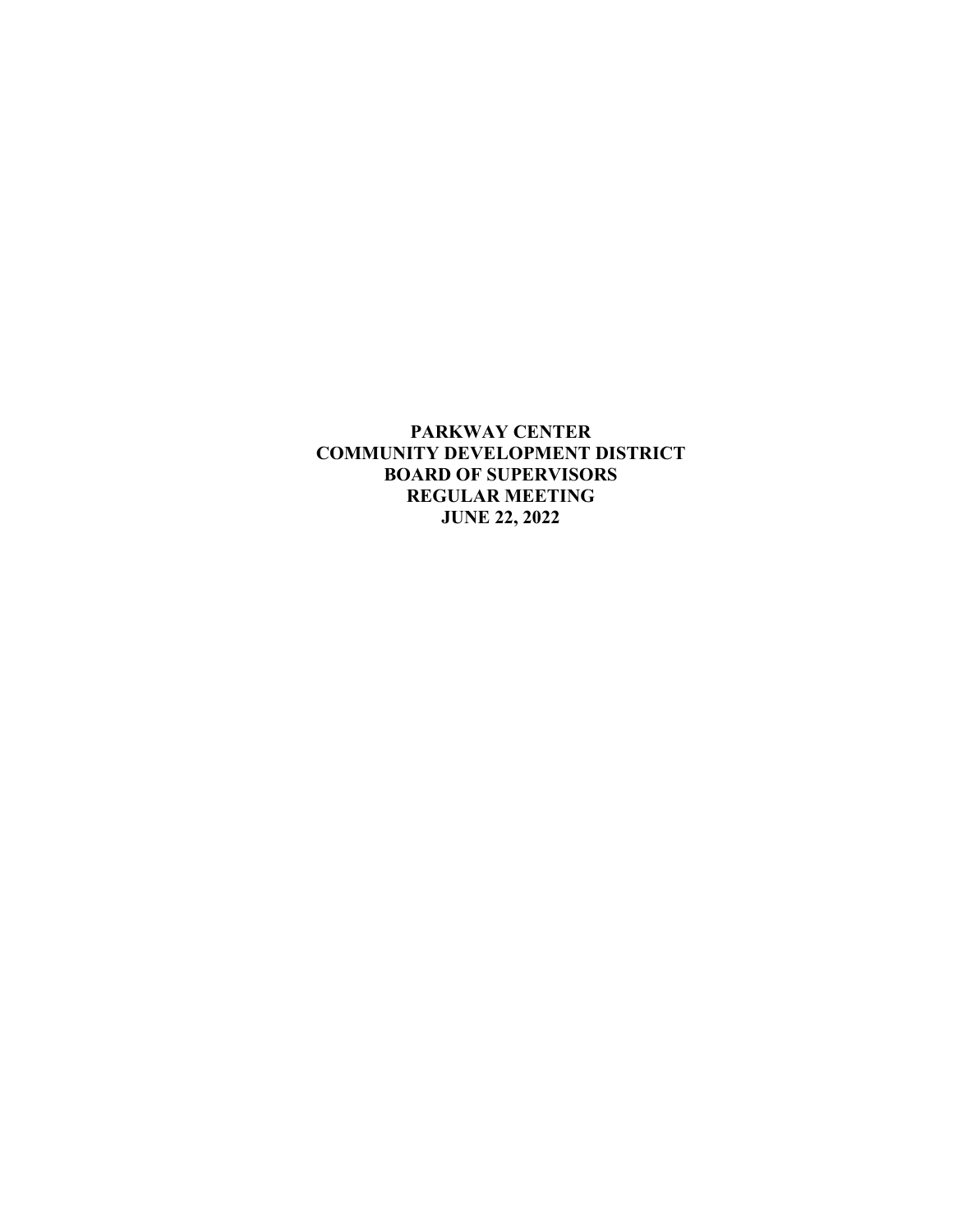**PARKWAY CENTER**
**COMMUNITY DEVELOPMENT DISTRICT**
**BOARD OF SUPERVISORS**
**REGULAR MEETING**
**JUNE 22, 2022**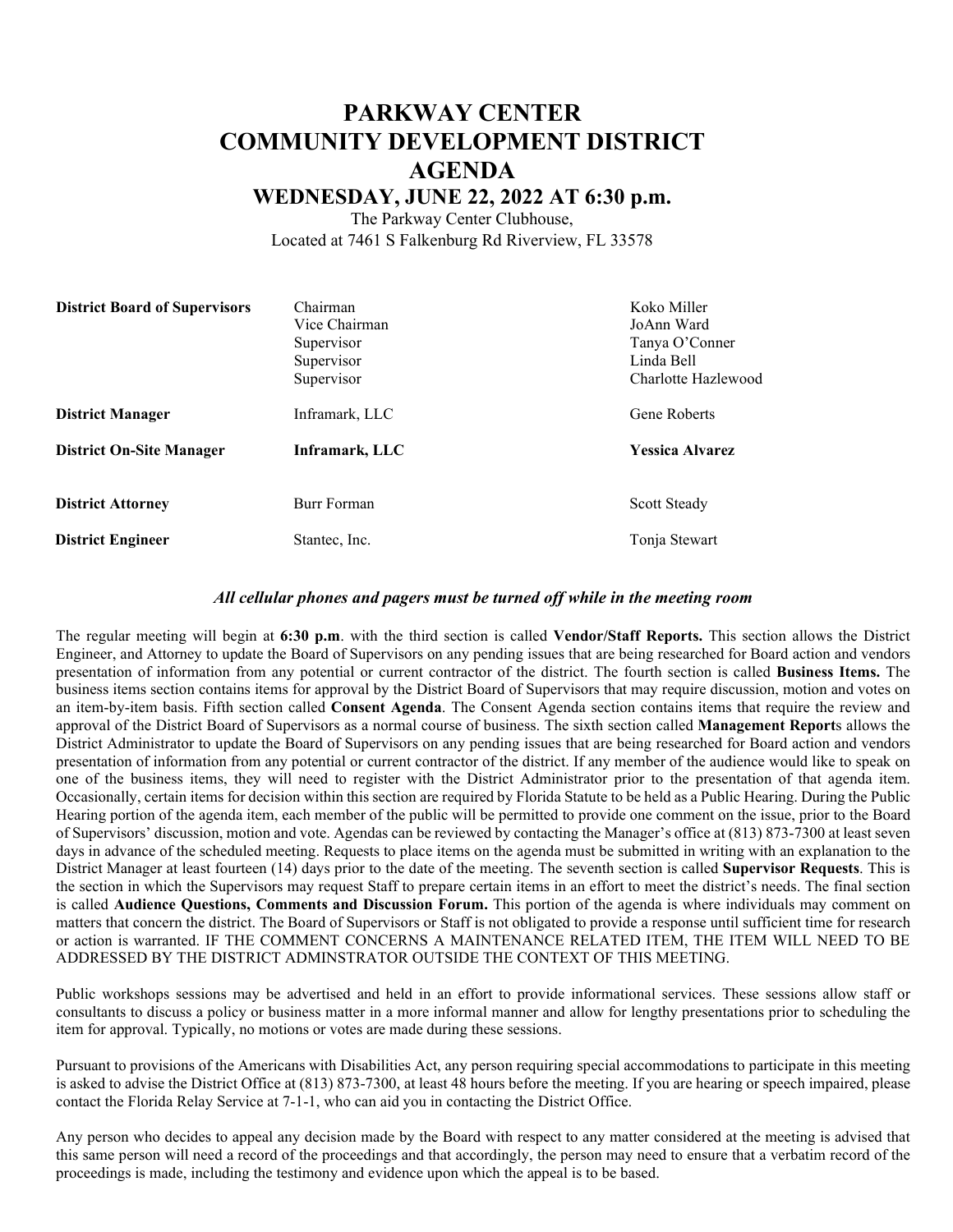# PARKWAY CENTER COMMUNITY DEVELOPMENT DISTRICT AGENDA

## WEDNESDAY, JUNE 22, 2022 AT 6:30 p.m.

The Parkway Center Clubhouse,
Located at 7461 S Falkenburg Rd Riverview, FL 33578

| | | |
|---|---|---|
| **District Board of Supervisors** | Chairman | Koko Miller |
| | Vice Chairman | JoAnn Ward |
| | Supervisor | Tanya O'Conner |
| | Supervisor | Linda Bell |
| | Supervisor | Charlotte Hazlewood |
| **District Manager** | Inframark, LLC | Gene Roberts |
| **District On-Site Manager** | **Inframark, LLC** | **Yessica Alvarez** |
| **District Attorney** | Burr Forman | Scott Steady |
| **District Engineer** | Stantec, Inc. | Tonja Stewart |

***All cellular phones and pagers must be turned off while in the meeting room***

The regular meeting will begin at **6:30 p.m**. with the third section is called **Vendor/Staff Reports.** This section allows the District Engineer, and Attorney to update the Board of Supervisors on any pending issues that are being researched for Board action and vendors presentation of information from any potential or current contractor of the district. The fourth section is called **Business Items.** The business items section contains items for approval by the District Board of Supervisors that may require discussion, motion and votes on an item-by-item basis. Fifth section called **Consent Agenda**. The Consent Agenda section contains items that require the review and approval of the District Board of Supervisors as a normal course of business. The sixth section called **Management Report**s allows the District Administrator to update the Board of Supervisors on any pending issues that are being researched for Board action and vendors presentation of information from any potential or current contractor of the district. If any member of the audience would like to speak on one of the business items, they will need to register with the District Administrator prior to the presentation of that agenda item. Occasionally, certain items for decision within this section are required by Florida Statute to be held as a Public Hearing. During the Public Hearing portion of the agenda item, each member of the public will be permitted to provide one comment on the issue, prior to the Board of Supervisors' discussion, motion and vote. Agendas can be reviewed by contacting the Manager's office at (813) 873-7300 at least seven days in advance of the scheduled meeting. Requests to place items on the agenda must be submitted in writing with an explanation to the District Manager at least fourteen (14) days prior to the date of the meeting. The seventh section is called **Supervisor Requests**. This is the section in which the Supervisors may request Staff to prepare certain items in an effort to meet the district's needs. The final section is called **Audience Questions, Comments and Discussion Forum.** This portion of the agenda is where individuals may comment on matters that concern the district. The Board of Supervisors or Staff is not obligated to provide a response until sufficient time for research or action is warranted. IF THE COMMENT CONCERNS A MAINTENANCE RELATED ITEM, THE ITEM WILL NEED TO BE ADDRESSED BY THE DISTRICT ADMINSTRATOR OUTSIDE THE CONTEXT OF THIS MEETING.

Public workshops sessions may be advertised and held in an effort to provide informational services. These sessions allow staff or consultants to discuss a policy or business matter in a more informal manner and allow for lengthy presentations prior to scheduling the item for approval. Typically, no motions or votes are made during these sessions.

Pursuant to provisions of the Americans with Disabilities Act, any person requiring special accommodations to participate in this meeting is asked to advise the District Office at (813) 873-7300, at least 48 hours before the meeting. If you are hearing or speech impaired, please contact the Florida Relay Service at 7-1-1, who can aid you in contacting the District Office.

Any person who decides to appeal any decision made by the Board with respect to any matter considered at the meeting is advised that this same person will need a record of the proceedings and that accordingly, the person may need to ensure that a verbatim record of the proceedings is made, including the testimony and evidence upon which the appeal is to be based.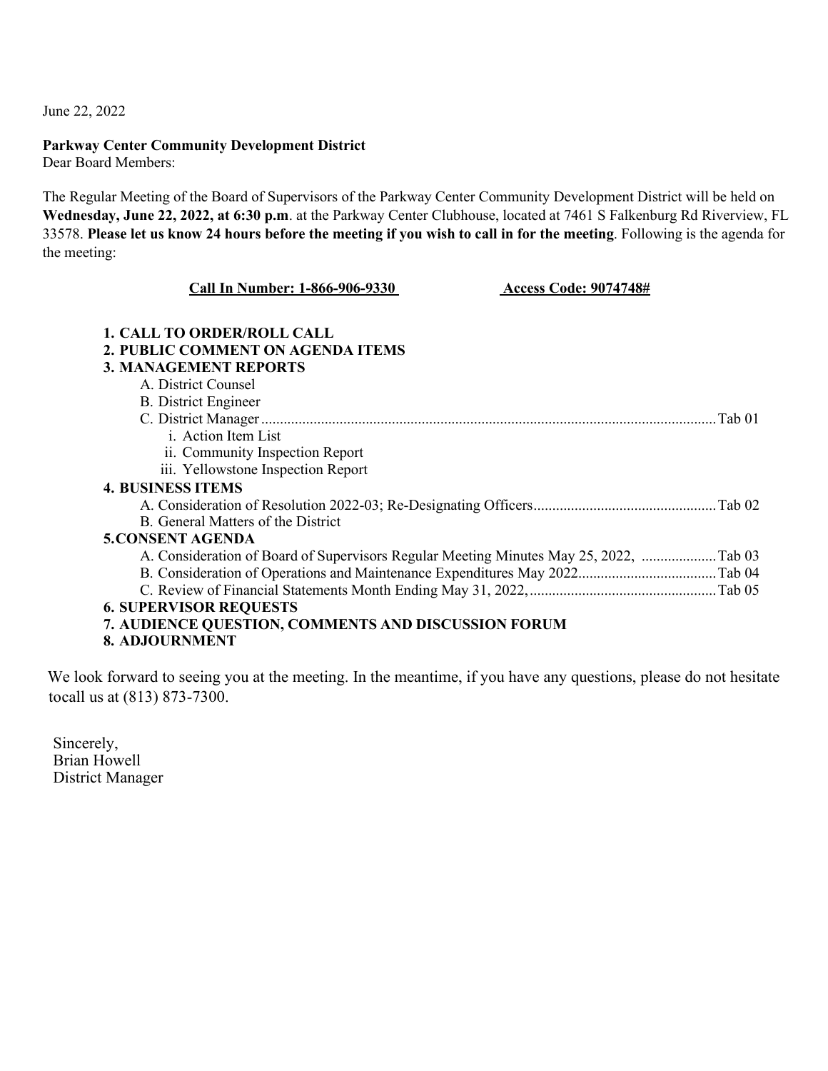June 22, 2022

**Parkway Center Community Development District**
Dear Board Members:

The Regular Meeting of the Board of Supervisors of the Parkway Center Community Development District will be held on **Wednesday, June 22, 2022, at 6:30 p.m**. at the Parkway Center Clubhouse, located at 7461 S Falkenburg Rd Riverview, FL 33578. **Please let us know 24 hours before the meeting if you wish to call in for the meeting**. Following is the agenda for the meeting:

**Call In Number: 1-866-906-9330** **Access Code: 9074748#**

**1. CALL TO ORDER/ROLL CALL**
**2. PUBLIC COMMENT ON AGENDA ITEMS**
**3. MANAGEMENT REPORTS**
- A. District Counsel
- B. District Engineer
- C. District Manager.......................................................................................................................Tab 01
  - i. Action Item List
  - ii. Community Inspection Report
  - iii. Yellowstone Inspection Report

**4. BUSINESS ITEMS**
- A. Consideration of Resolution 2022-03; Re-Designating Officers................................................Tab 02
- B. General Matters of the District

**5.CONSENT AGENDA**
- A. Consideration of Board of Supervisors Regular Meeting Minutes May 25, 2022, ....................Tab 03
- B. Consideration of Operations and Maintenance Expenditures May 2022....................................Tab 04
- C. Review of Financial Statements Month Ending May 31, 2022,.................................................Tab 05

**6. SUPERVISOR REQUESTS**
**7. AUDIENCE QUESTION, COMMENTS AND DISCUSSION FORUM**
**8. ADJOURNMENT**

We look forward to seeing you at the meeting. In the meantime, if you have any questions, please do not hesitate tocall us at (813) 873-7300.

Sincerely,
Brian Howell
District Manager